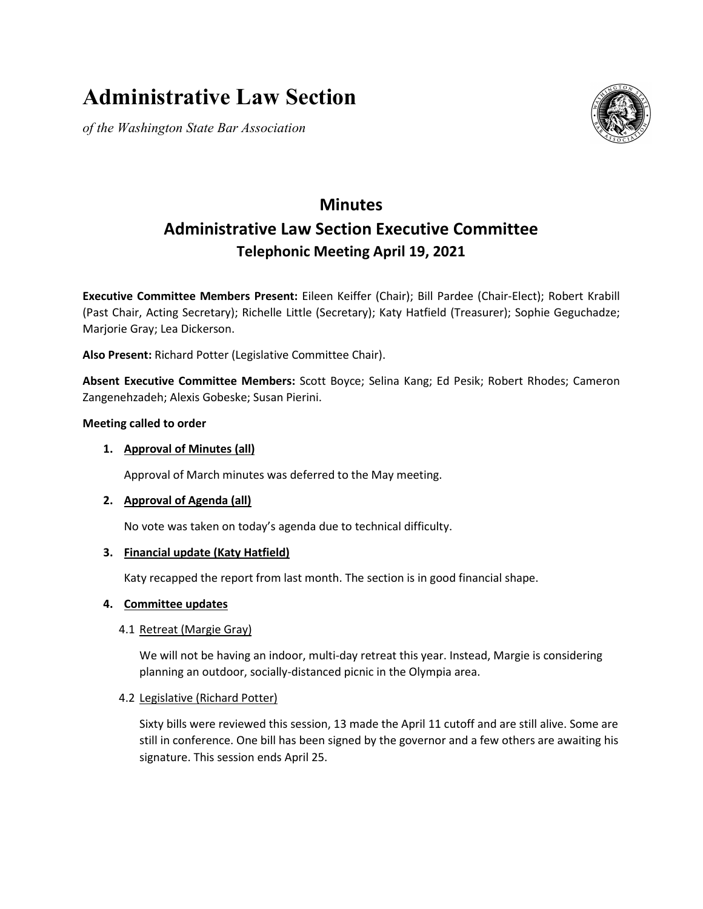# Administrative Law Section

*of the Washington State Bar Association*

## Minutes

## Administrative Law Section Executive Committee

### Telephonic Meeting April 19, 2021

**Executive Committee Members Present:** Eileen Keiffer (Chair); Bill Pardee (Chair-Elect); Robert Krabill (Past Chair, Acting Secretary); Richelle Little (Secretary); Katy Hatfield (Treasurer); Sophie Geguchadze; Marjorie Gray; Lea Dickerson.

**Also Present:** Richard Potter (Legislative Committee Chair).

**Absent Executive Committee Members:** Scott Boyce; Selina Kang; Ed Pesik; Robert Rhodes; Cameron Zangenehzadeh; Alexis Gobeske; Susan Pierini.

**Meeting called to order**

1. **Approval of Minutes (all)**

   Approval of March minutes was deferred to the May meeting.

2. **Approval of Agenda (all)**

   No vote was taken on today's agenda due to technical difficulty.

3. **Financial update (Katy Hatfield)**

   Katy recapped the report from last month. The section is in good financial shape.

4. **Committee updates**

   4.1 Retreat (Margie Gray)

   We will not be having an indoor, multi-day retreat this year. Instead, Margie is considering planning an outdoor, socially-distanced picnic in the Olympia area.

   4.2 Legislative (Richard Potter)

   Sixty bills were reviewed this session, 13 made the April 11 cutoff and are still alive. Some are still in conference. One bill has been signed by the governor and a few others are awaiting his signature. This session ends April 25.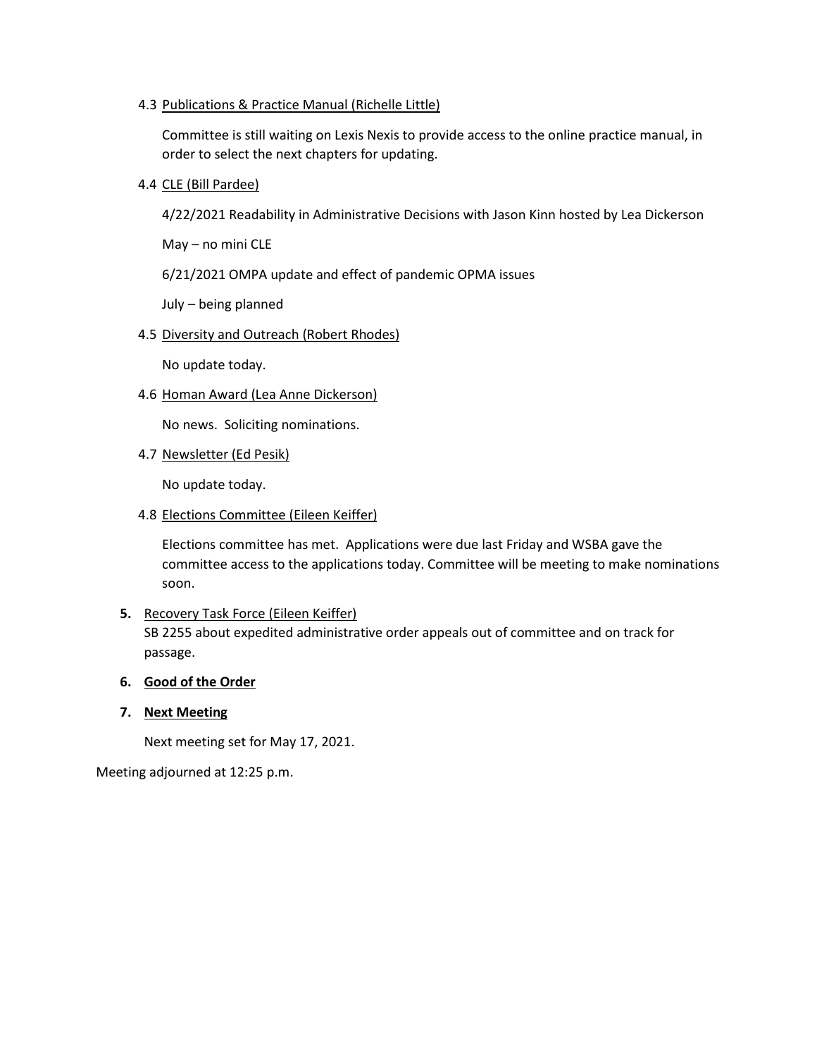4.3 Publications & Practice Manual (Richelle Little)

Committee is still waiting on Lexis Nexis to provide access to the online practice manual, in order to select the next chapters for updating.

4.4 CLE (Bill Pardee)

4/22/2021 Readability in Administrative Decisions with Jason Kinn hosted by Lea Dickerson

May – no mini CLE

6/21/2021 OMPA update and effect of pandemic OPMA issues

July – being planned

4.5 Diversity and Outreach (Robert Rhodes)

No update today.

4.6 Homan Award (Lea Anne Dickerson)

No news. Soliciting nominations.

4.7 Newsletter (Ed Pesik)

No update today.

4.8 Elections Committee (Eileen Keiffer)

Elections committee has met. Applications were due last Friday and WSBA gave the committee access to the applications today. Committee will be meeting to make nominations soon.

**5.** Recovery Task Force (Eileen Keiffer)
SB 2255 about expedited administrative order appeals out of committee and on track for passage.

**6. Good of the Order**

**7. Next Meeting**

Next meeting set for May 17, 2021.

Meeting adjourned at 12:25 p.m.